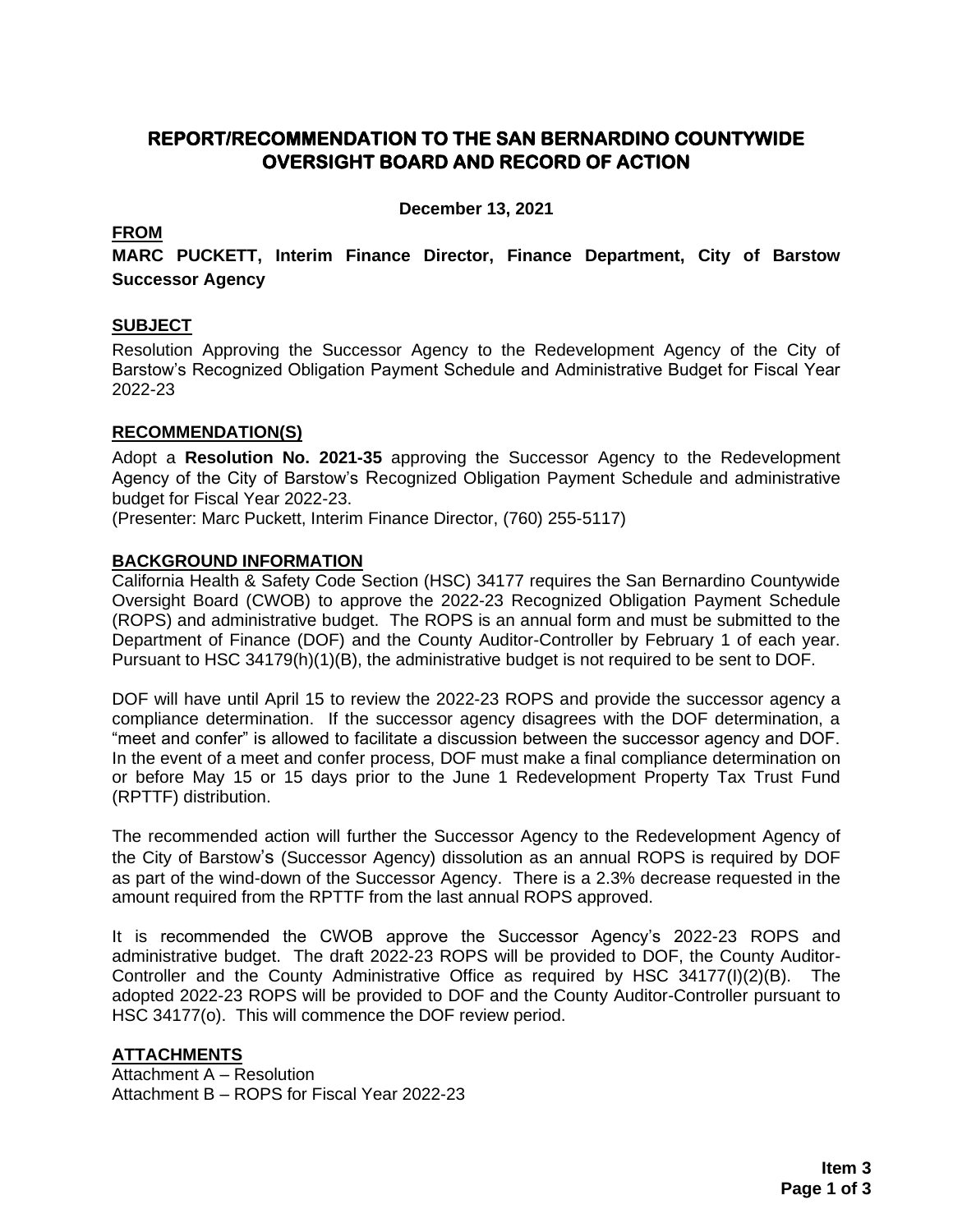# REPORT/RECOMMENDATION TO THE SAN BERNARDINO COUNTYWIDE OVERSIGHT BOARD AND RECORD OF ACTION

**December 13, 2021**

## FROM

**MARC PUCKETT, Interim Finance Director, Finance Department, City of Barstow Successor Agency**

## SUBJECT

Resolution Approving the Successor Agency to the Redevelopment Agency of the City of Barstow's Recognized Obligation Payment Schedule and Administrative Budget for Fiscal Year 2022-23

## RECOMMENDATION(S)

Adopt a **Resolution No. 2021-35** approving the Successor Agency to the Redevelopment Agency of the City of Barstow's Recognized Obligation Payment Schedule and administrative budget for Fiscal Year 2022-23.

(Presenter: Marc Puckett, Interim Finance Director, (760) 255-5117)

## BACKGROUND INFORMATION

California Health & Safety Code Section (HSC) 34177 requires the San Bernardino Countywide Oversight Board (CWOB) to approve the 2022-23 Recognized Obligation Payment Schedule (ROPS) and administrative budget. The ROPS is an annual form and must be submitted to the Department of Finance (DOF) and the County Auditor-Controller by February 1 of each year. Pursuant to HSC 34179(h)(1)(B), the administrative budget is not required to be sent to DOF.

DOF will have until April 15 to review the 2022-23 ROPS and provide the successor agency a compliance determination. If the successor agency disagrees with the DOF determination, a "meet and confer" is allowed to facilitate a discussion between the successor agency and DOF. In the event of a meet and confer process, DOF must make a final compliance determination on or before May 15 or 15 days prior to the June 1 Redevelopment Property Tax Trust Fund (RPTTF) distribution.

The recommended action will further the Successor Agency to the Redevelopment Agency of the City of Barstow's (Successor Agency) dissolution as an annual ROPS is required by DOF as part of the wind-down of the Successor Agency. There is a 2.3% decrease requested in the amount required from the RPTTF from the last annual ROPS approved.

It is recommended the CWOB approve the Successor Agency's 2022-23 ROPS and administrative budget. The draft 2022-23 ROPS will be provided to DOF, the County Auditor-Controller and the County Administrative Office as required by HSC 34177(l)(2)(B). The adopted 2022-23 ROPS will be provided to DOF and the County Auditor-Controller pursuant to HSC 34177(o). This will commence the DOF review period.

## ATTACHMENTS

Attachment A – Resolution
Attachment B – ROPS for Fiscal Year 2022-23

**Item 3**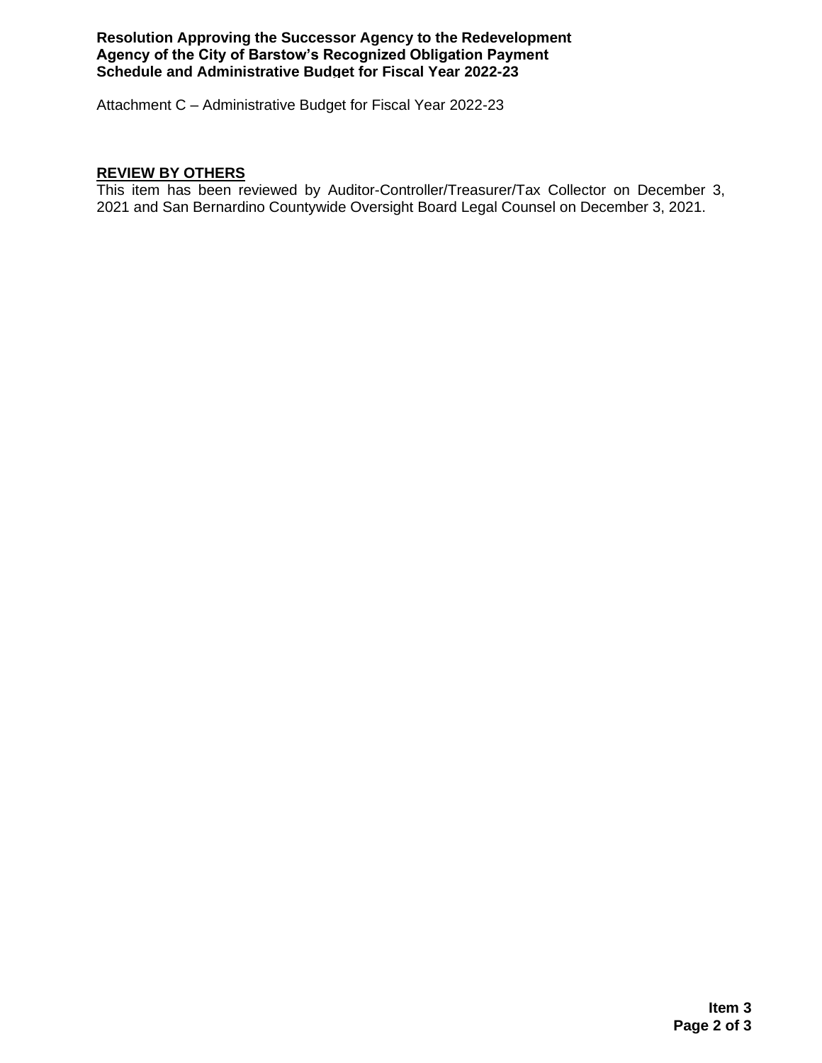Attachment C – Administrative Budget for Fiscal Year 2022-23

## REVIEW BY OTHERS

This item has been reviewed by Auditor-Controller/Treasurer/Tax Collector on December 3, 2021 and San Bernardino Countywide Oversight Board Legal Counsel on December 3, 2021.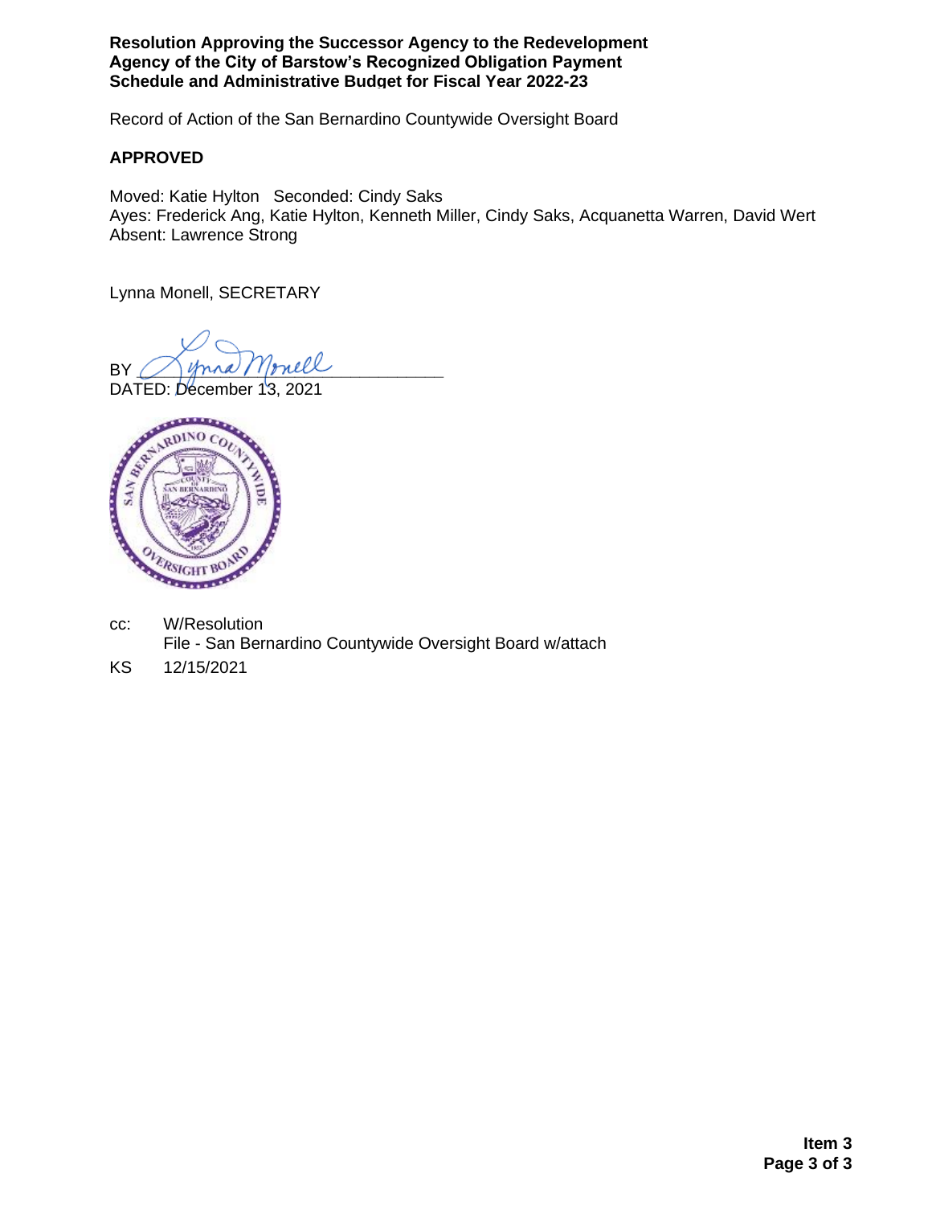**Resolution Approving the Successor Agency to the Redevelopment Agency of the City of Barstow's Recognized Obligation Payment Schedule and Administrative Budget for Fiscal Year 2022-23**

Record of Action of the San Bernardino Countywide Oversight Board

**APPROVED**

Moved: Katie Hylton   Seconded: Cindy Saks
Ayes: Frederick Ang, Katie Hylton, Kenneth Miller, Cindy Saks, Acquanetta Warren, David Wert
Absent: Lawrence Strong

Lynna Monell, SECRETARY

BY \_\_\_\_\_\_\_\_\_\_\_\_\_\_\_\_\_\_\_\_\_\_\_\_\_\_\_\_\_\_\_\_
DATED: December 13, 2021

cc: W/Resolution
File - San Bernardino Countywide Oversight Board w/attach

KS 12/15/2021

**Item 3**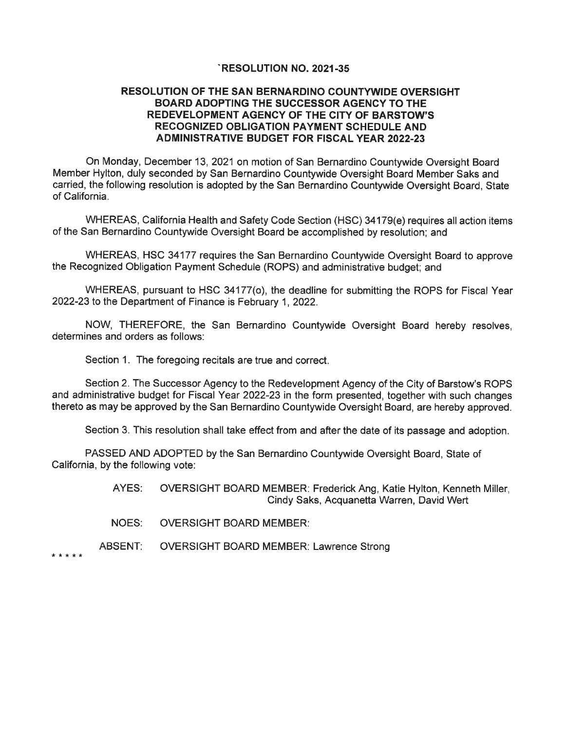# `RESOLUTION NO. 2021-35

## RESOLUTION OF THE SAN BERNARDINO COUNTYWIDE OVERSIGHT BOARD ADOPTING THE SUCCESSOR AGENCY TO THE REDEVELOPMENT AGENCY OF THE CITY OF BARSTOW'S RECOGNIZED OBLIGATION PAYMENT SCHEDULE AND ADMINISTRATIVE BUDGET FOR FISCAL YEAR 2022-23

On Monday, December 13, 2021 on motion of San Bernardino Countywide Oversight Board Member Hylton, duly seconded by San Bernardino Countywide Oversight Board Member Saks and carried, the following resolution is adopted by the San Bernardino Countywide Oversight Board, State of California.

WHEREAS, California Health and Safety Code Section (HSC) 34179(e) requires all action items of the San Bernardino Countywide Oversight Board be accomplished by resolution; and

WHEREAS, HSC 34177 requires the San Bernardino Countywide Oversight Board to approve the Recognized Obligation Payment Schedule (ROPS) and administrative budget; and

WHEREAS, pursuant to HSC 34177(o), the deadline for submitting the ROPS for Fiscal Year 2022-23 to the Department of Finance is February 1, 2022.

NOW, THEREFORE, the San Bernardino Countywide Oversight Board hereby resolves, determines and orders as follows:

Section 1. The foregoing recitals are true and correct.

Section 2. The Successor Agency to the Redevelopment Agency of the City of Barstow's ROPS and administrative budget for Fiscal Year 2022-23 in the form presented, together with such changes thereto as may be approved by the San Bernardino Countywide Oversight Board, are hereby approved.

Section 3. This resolution shall take effect from and after the date of its passage and adoption.

PASSED AND ADOPTED by the San Bernardino Countywide Oversight Board, State of California, by the following vote:

AYES: OVERSIGHT BOARD MEMBER: Frederick Ang, Katie Hylton, Kenneth Miller, Cindy Saks, Acquanetta Warren, David Wert

NOES: OVERSIGHT BOARD MEMBER:

ABSENT: OVERSIGHT BOARD MEMBER: Lawrence Strong

* * * * *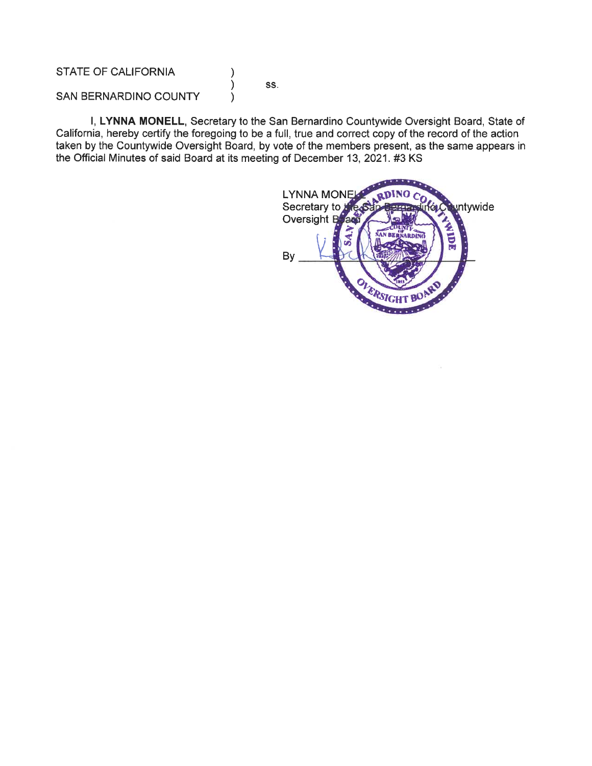STATE OF CALIFORNIA )
) ss.
SAN BERNARDINO COUNTY )

I, **LYNNA MONELL**, Secretary to the San Bernardino Countywide Oversight Board, State of California, hereby certify the foregoing to be a full, true and correct copy of the record of the action taken by the Countywide Oversight Board, by vote of the members present, as the same appears in the Official Minutes of said Board at its meeting of December 13, 2021. #3 KS

LYNNA MONELL
Secretary to the San Bernardino Countywide Oversight Board

By ______________________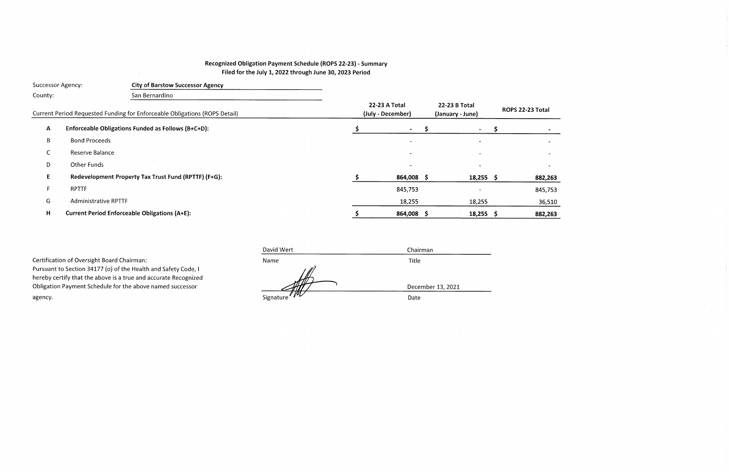**Recognized Obligation Payment Schedule (ROPS 22-23) - Summary**
**Filed for the July 1, 2022 through June 30, 2023 Period**

Successor Agency: **City of Barstow Successor Agency**

County: San Bernardino

| | Current Period Requested Funding for Enforceable Obligations (ROPS Detail) | 22-23 A Total (July - December) | 22-23 B Total (January - June) | ROPS 22-23 Total |
|---|---|---|---|---|
| **A** | **Enforceable Obligations Funded as Follows (B+C+D):** | **$ -** | **$ -** | **$ -** |
| B | Bond Proceeds | - | - | - |
| C | Reserve Balance | - | - | - |
| D | Other Funds | - | - | - |
| **E** | **Redevelopment Property Tax Trust Fund (RPTTF) (F+G):** | **$ 864,008** | **$ 18,255** | **$ 882,263** |
| F | RPTTF | 845,753 | - | 845,753 |
| G | Administrative RPTTF | 18,255 | 18,255 | 36,510 |
| **H** | **Current Period Enforceable Obligations (A+E):** | **$ 864,008** | **$ 18,255** | **$ 882,263** |

Certification of Oversight Board Chairman:
Pursuant to Section 34177 (o) of the Health and Safety Code, I hereby certify that the above is a true and accurate Recognized Obligation Payment Schedule for the above named successor agency.

| David Wert | Chairman |
|---|---|
| Name | Title |
| [Signature] | December 13, 2021 |
| Signature | Date |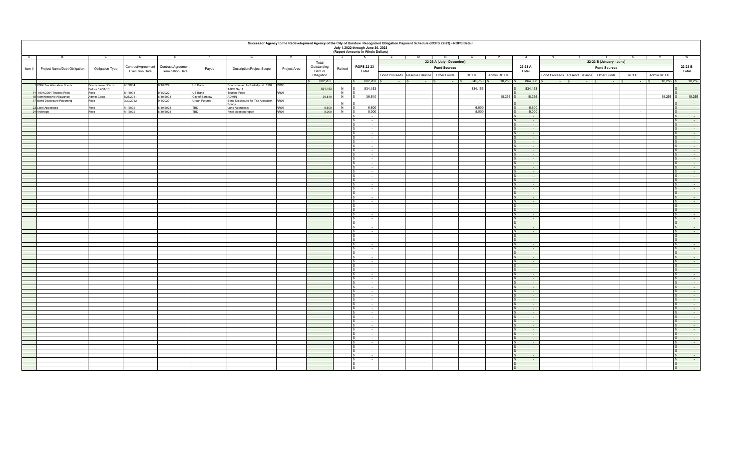# Successor Agency to the Redevelopment Agency of the City of Barstow Recognized Obligation Payment Schedule (ROPS 22-23) - ROPS Detail

**July 1,2022 through June 30, 2023**

**(Report Amounts in Whole Dollars)**

| A | B | C | D | E | F | G | H | I | J | K | L | M | N | O | P | Q | R | S | T | U | V | W |
|---|---|---|---|---|---|---|---|---|---|---|---|---|---|---|---|---|---|---|---|---|---|---|
| | | | | | | | | | | | 22-23 A (July - December) | | | | | | 22-23 B (January - June) | | | | | |
| | | | | | | | | | | | Fund Sources | | | | | | Fund Sources | | | | | |
| Item # | Project Name/Debt Obligation | Obligation Type | Contract/Agreement Execution Date | Contract/Agreement Termination Date | Payee | Description/Project Scope | Project Area | Total Outstanding Debt or Obligation | Retired | ROPS 22-23 Total | Bond Proceeds | Reserve Balance | Other Funds | RPTTF | Admin RPTTF | 22-23 A Total | Bond Proceeds | Reserve Balance | Other Funds | RPTTF | Admin RPTTF | 22-23 B Total |
| | | | | | | | | $ 882,263 | | $ 882,263 | $ - | $ - | $ - | $ 845,753 | $ 18,255 | $ 864,008 | $ - | $ - | $ - | $ - | $ 18,255 | $ 18,255 |
| 1 | 2004 Tax Allocation Bonds | Bonds Issued On or Before 12/31/10 | 7/1/2004 | 9/1/2022 | US Bank | Bonds Issued to Partially ref. 1994 TABS Ser A | RR06 | 834,153 | N | $ 834,153 | | | | 834,153 | | $ 834,153 | | | | - | | $ - |
| 14 | 1994/2004 Trustee Fees | Fees | 5/1/1994 | 9/1/2022 | US Bank | Trustee Fees | RR06 | | N | $ - | | | | - | | $ - | | | | | | $ - |
| 15 | Administrative Allowance | Admin Costs | 6/28/2011 | 6/30/2023 | City of Barstow | ADMIN | | 36,510 | N | $ 36,510 | | | | | 18,255 | $ 18,255 | | | | | 18,255 | $ 18,255 |
| 17 | Bond Disclosure Reporting | Fees | 9/30/2012 | 9/1/2022 | Urban Futures | Bond Disclosure for Tax Allocation Bonds | RR06 | - | N | $ - | | | | - | | $ - | | | | | | $ - |
| 23 | Land Appraisals | Fees | 7/1/2022 | 6/30/2023 | TBD | Land Appraisals | RR06 | 6,600 | N | $ 6,600 | | | | 6,600 | | $ 6,600 | | | | | | $ - |
| 24 | Arbitrage | Fees | 7/1/2022 | 6/30/2023 | TBD | Final closeout report | RR06 | 5,000 | N | $ 5,000 | | | | 5,000 | | $ 5,000 | | | | - | | $ - |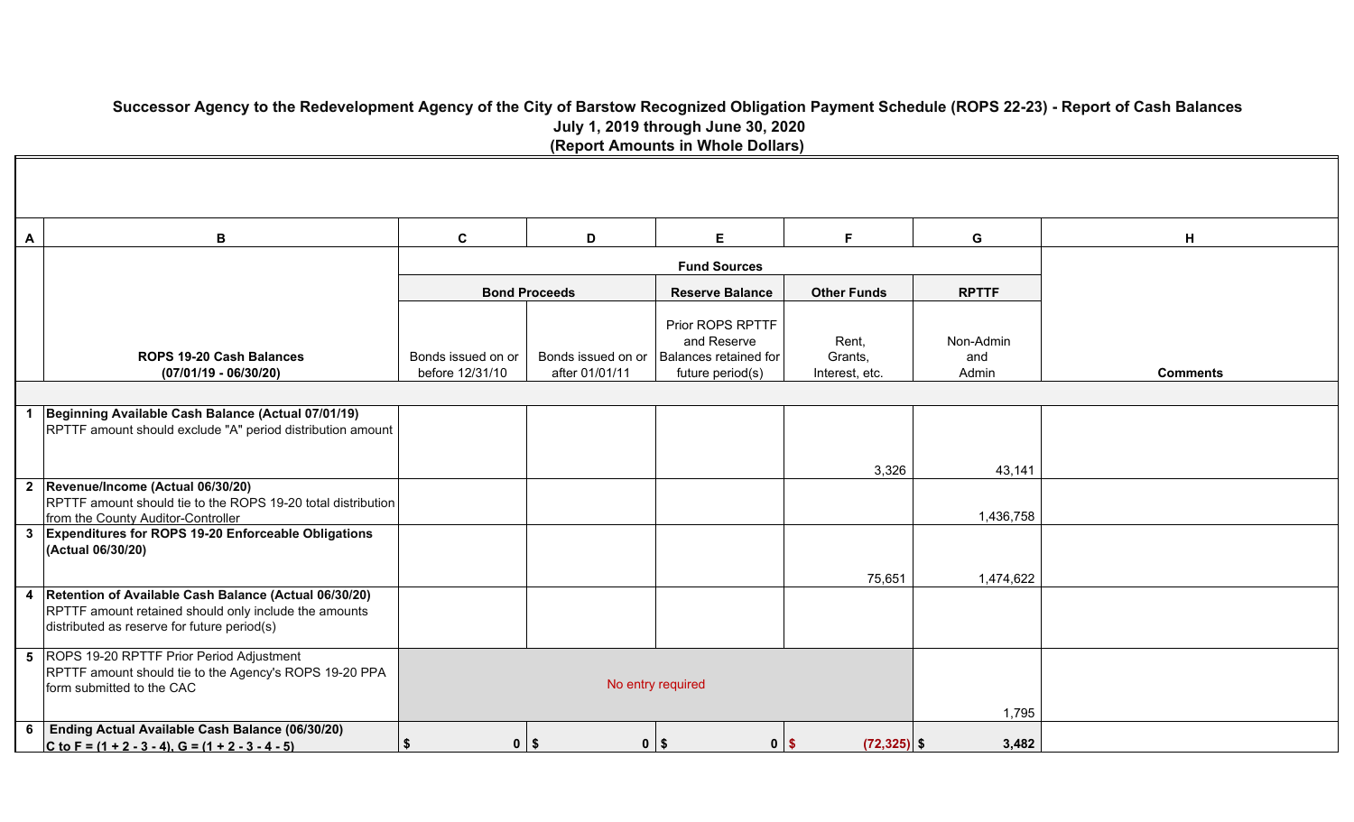# Successor Agency to the Redevelopment Agency of the City of Barstow Recognized Obligation Payment Schedule (ROPS 22-23) - Report of Cash Balances

**July 1, 2019 through June 30, 2020**

**(Report Amounts in Whole Dollars)**

| A | B | C | D | E | F | G | H |
|---|---|---|---|---|---|---|---|
| | | **Fund Sources** | | | | | |
| | | **Bond Proceeds** | | **Reserve Balance** | **Other Funds** | **RPTTF** | |
| | **ROPS 19-20 Cash Balances (07/01/19 - 06/30/20)** | Bonds issued on or before 12/31/10 | Bonds issued on or after 01/01/11 | Prior ROPS RPTTF and Reserve Balances retained for future period(s) | Rent, Grants, Interest, etc. | Non-Admin and Admin | **Comments** |
| 1 | **Beginning Available Cash Balance (Actual 07/01/19)** RPTTF amount should exclude "A" period distribution amount | | | | 3,326 | 43,141 | |
| 2 | **Revenue/Income (Actual 06/30/20)** RPTTF amount should tie to the ROPS 19-20 total distribution from the County Auditor-Controller | | | | | 1,436,758 | |
| 3 | **Expenditures for ROPS 19-20 Enforceable Obligations (Actual 06/30/20)** | | | | 75,651 | 1,474,622 | |
| 4 | **Retention of Available Cash Balance (Actual 06/30/20)** RPTTF amount retained should only include the amounts distributed as reserve for future period(s) | | | | | | |
| 5 | ROPS 19-20 RPTTF Prior Period Adjustment RPTTF amount should tie to the Agency's ROPS 19-20 PPA form submitted to the CAC | No entry required | | | | 1,795 | |
| 6 | **Ending Actual Available Cash Balance (06/30/20)** **C to F = (1 + 2 - 3 - 4), G = (1 + 2 - 3 - 4 - 5)** | $ 0 | $ 0 | $ 0 | $ (72,325) | $ 3,482 | |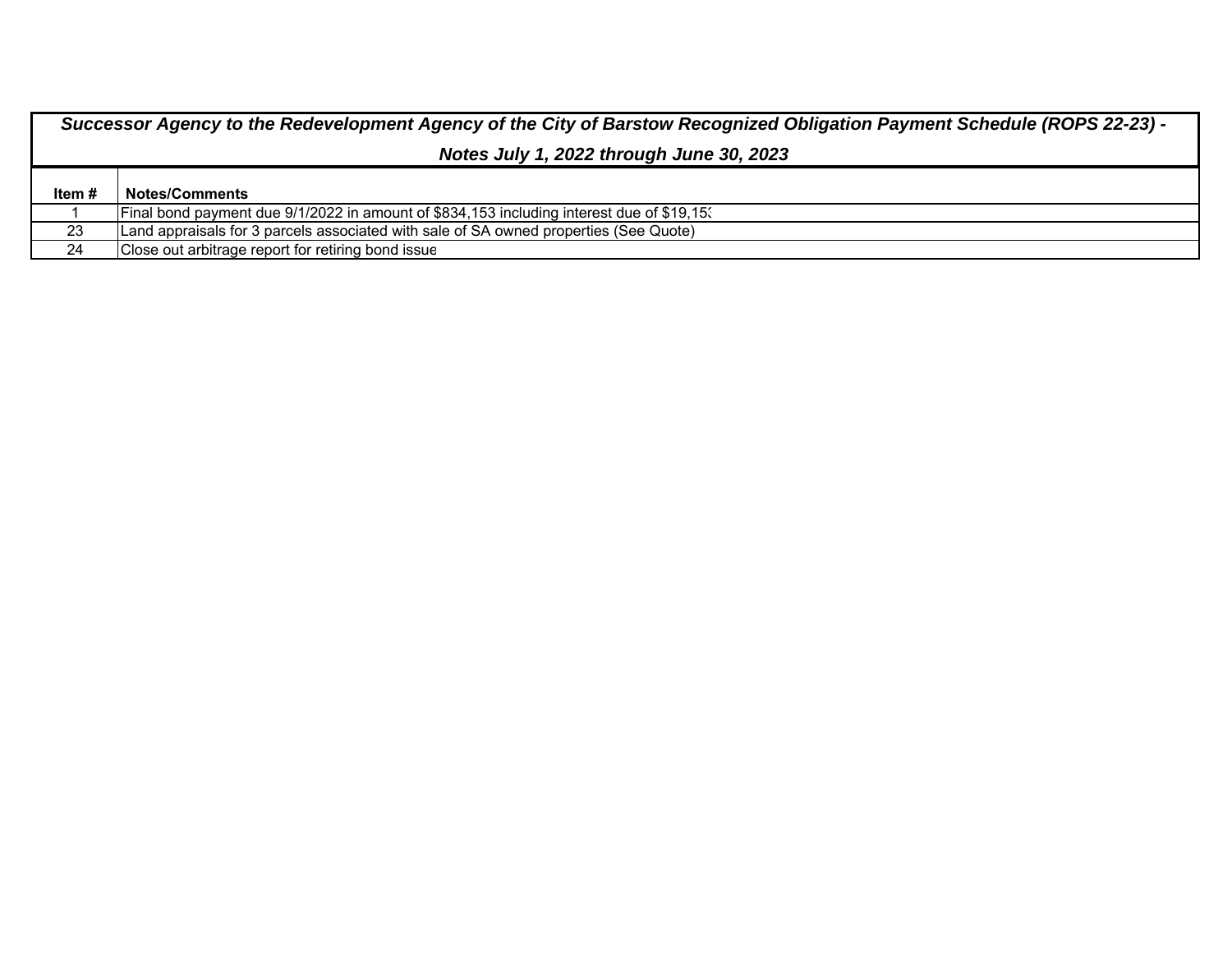## *Successor Agency to the Redevelopment Agency of the City of Barstow Recognized Obligation Payment Schedule (ROPS 22-23) - Notes July 1, 2022 through June 30, 2023*

| Item # | Notes/Comments |
|---|---|
| 1 | Final bond payment due 9/1/2022 in amount of $834,153 including interest due of $19,153 |
| 23 | Land appraisals for 3 parcels associated with sale of SA owned properties (See Quote) |
| 24 | Close out arbitrage report for retiring bond issue |